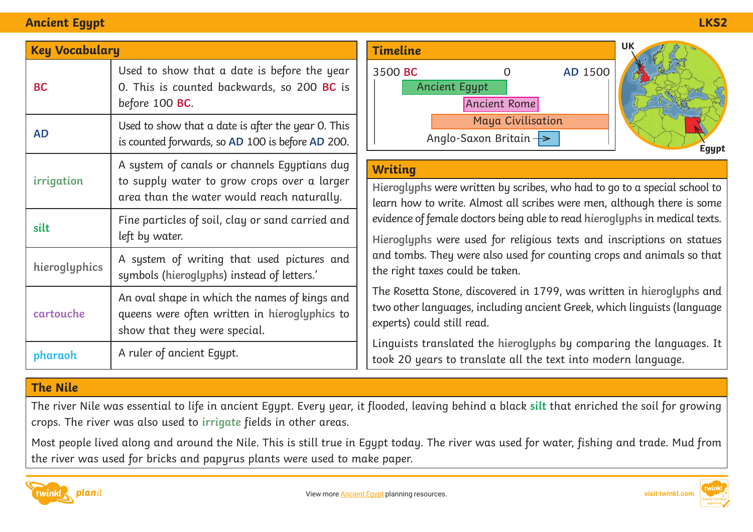# Ancient Egypt

LKS2

## Key Vocabulary

| Term | Definition |
| --- | --- |
| BC | Used to show that a date is before the year 0. This is counted backwards, so 200 BC is before 100 BC. |
| AD | Used to show that a date is after the year 0. This is counted forwards, so AD 100 is before AD 200. |
| irrigation | A system of canals or channels Egyptians dug to supply water to grow crops over a larger area than the water would reach naturally. |
| silt | Fine particles of soil, clay or sand carried and left by water. |
| hieroglyphics | A system of writing that used pictures and symbols (hieroglyphs) instead of letters.' |
| cartouche | An oval shape in which the names of kings and queens were often written in hieroglyphics to show that they were special. |
| pharaoh | A ruler of ancient Egypt. |

## Timeline

3500 BC — 0 — AD 1500

- Ancient Egypt
- Ancient Rome
- Maya Civilisation
- Anglo-Saxon Britain →

UK

Egypt

## Writing

Hieroglyphs were written by scribes, who had to go to a special school to learn how to write. Almost all scribes were men, although there is some evidence of female doctors being able to read hieroglyphs in medical texts.

Hieroglyphs were used for religious texts and inscriptions on statues and tombs. They were also used for counting crops and animals so that the right taxes could be taken.

The Rosetta Stone, discovered in 1799, was written in hieroglyphs and two other languages, including ancient Greek, which linguists (language experts) could still read.

Linguists translated the hieroglyphs by comparing the languages. It took 20 years to translate all the text into modern language.

## The Nile

The river Nile was essential to life in ancient Egypt. Every year, it flooded, leaving behind a black silt that enriched the soil for growing crops. The river was also used to irrigate fields in other areas.

Most people lived along and around the Nile. This is still true in Egypt today. The river was used for water, fishing and trade. Mud from the river was used for bricks and papyrus plants were used to make paper.

View more Ancient Egypt planning resources.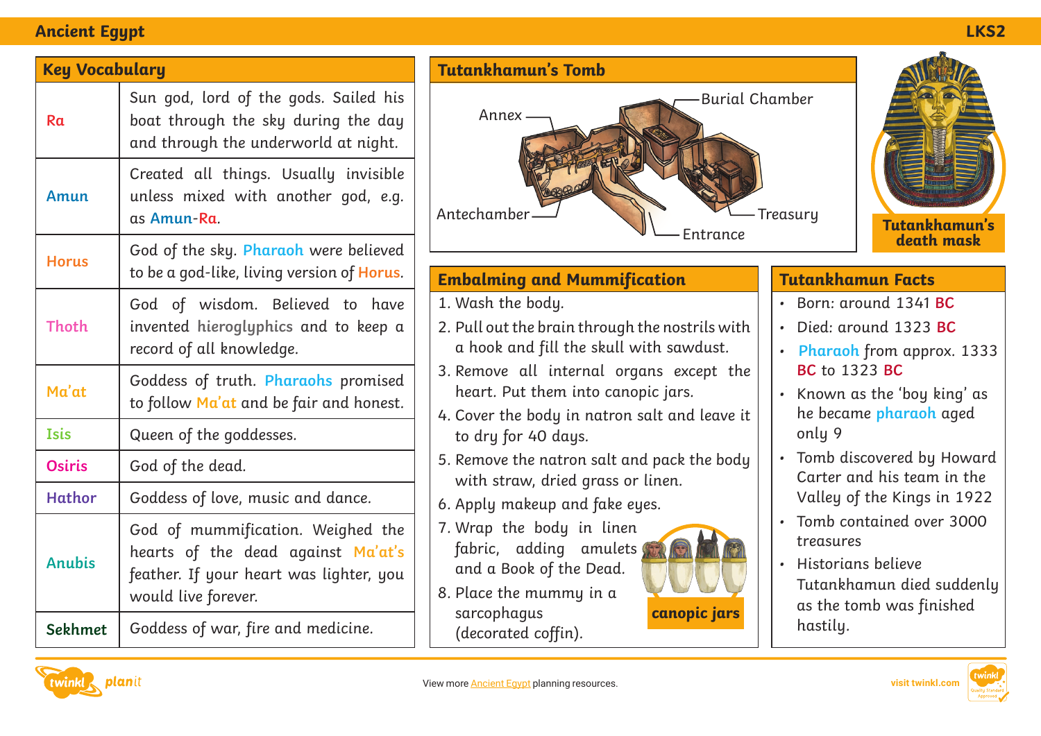# Ancient Egypt

LKS2

## Key Vocabulary

| | |
|---|---|
| Ra | Sun god, lord of the gods. Sailed his boat through the sky during the day and through the underworld at night. |
| Amun | Created all things. Usually invisible unless mixed with another god, e.g. as Amun-Ra. |
| Horus | God of the sky. Pharaoh were believed to be a god-like, living version of Horus. |
| Thoth | God of wisdom. Believed to have invented hieroglyphics and to keep a record of all knowledge. |
| Ma'at | Goddess of truth. Pharaohs promised to follow Ma'at and be fair and honest. |
| Isis | Queen of the goddesses. |
| Osiris | God of the dead. |
| Hathor | Goddess of love, music and dance. |
| Anubis | God of mummification. Weighed the hearts of the dead against Ma'at's feather. If your heart was lighter, you would live forever. |
| Sekhmet | Goddess of war, fire and medicine. |

## Tutankhamun's Tomb

Annex

Burial Chamber

Antechamber

Treasury

Entrance

Tutankhamun's death mask

## Embalming and Mummification

1. Wash the body.
2. Pull out the brain through the nostrils with a hook and fill the skull with sawdust.
3. Remove all internal organs except the heart. Put them into canopic jars.
4. Cover the body in natron salt and leave it to dry for 40 days.
5. Remove the natron salt and pack the body with straw, dried grass or linen.
6. Apply makeup and fake eyes.
7. Wrap the body in linen fabric, adding amulets and a Book of the Dead.
8. Place the mummy in a sarcophagus (decorated coffin).

canopic jars

## Tutankhamun Facts

- Born: around 1341 BC
- Died: around 1323 BC
- Pharaoh from approx. 1333 BC to 1323 BC
- Known as the 'boy king' as he became pharaoh aged only 9
- Tomb discovered by Howard Carter and his team in the Valley of the Kings in 1922
- Tomb contained over 3000 treasures
- Historians believe Tutankhamun died suddenly as the tomb was finished hastily.

View more Ancient Egypt planning resources.